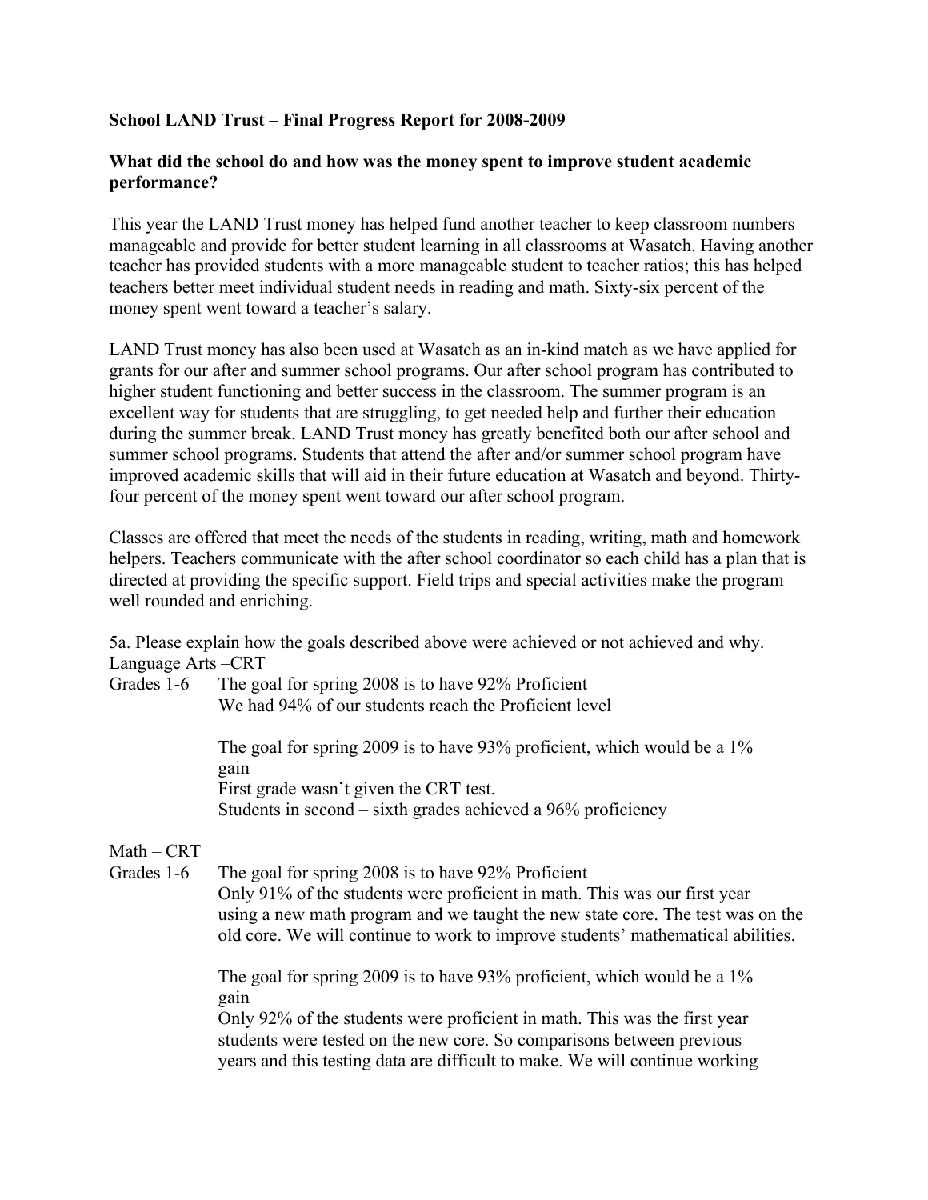**School LAND Trust – Final Progress Report for 2008-2009**

**What did the school do and how was the money spent to improve student academic performance?**

This year the LAND Trust money has helped fund another teacher to keep classroom numbers manageable and provide for better student learning in all classrooms at Wasatch. Having another teacher has provided students with a more manageable student to teacher ratios; this has helped teachers better meet individual student needs in reading and math. Sixty-six percent of the money spent went toward a teacher's salary.

LAND Trust money has also been used at Wasatch as an in-kind match as we have applied for grants for our after and summer school programs. Our after school program has contributed to higher student functioning and better success in the classroom. The summer program is an excellent way for students that are struggling, to get needed help and further their education during the summer break. LAND Trust money has greatly benefited both our after school and summer school programs. Students that attend the after and/or summer school program have improved academic skills that will aid in their future education at Wasatch and beyond. Thirty-four percent of the money spent went toward our after school program.

Classes are offered that meet the needs of the students in reading, writing, math and homework helpers. Teachers communicate with the after school coordinator so each child has a plan that is directed at providing the specific support. Field trips and special activities make the program well rounded and enriching.

5a. Please explain how the goals described above were achieved or not achieved and why.

Language Arts –CRT

Grades 1-6

The goal for spring 2008 is to have 92% Proficient
We had 94% of our students reach the Proficient level

The goal for spring 2009 is to have 93% proficient, which would be a 1% gain
First grade wasn't given the CRT test.
Students in second – sixth grades achieved a 96% proficiency

Math – CRT

Grades 1-6

The goal for spring 2008 is to have 92% Proficient
Only 91% of the students were proficient in math. This was our first year using a new math program and we taught the new state core. The test was on the old core. We will continue to work to improve students' mathematical abilities.

The goal for spring 2009 is to have 93% proficient, which would be a 1% gain
Only 92% of the students were proficient in math. This was the first year students were tested on the new core. So comparisons between previous years and this testing data are difficult to make. We will continue working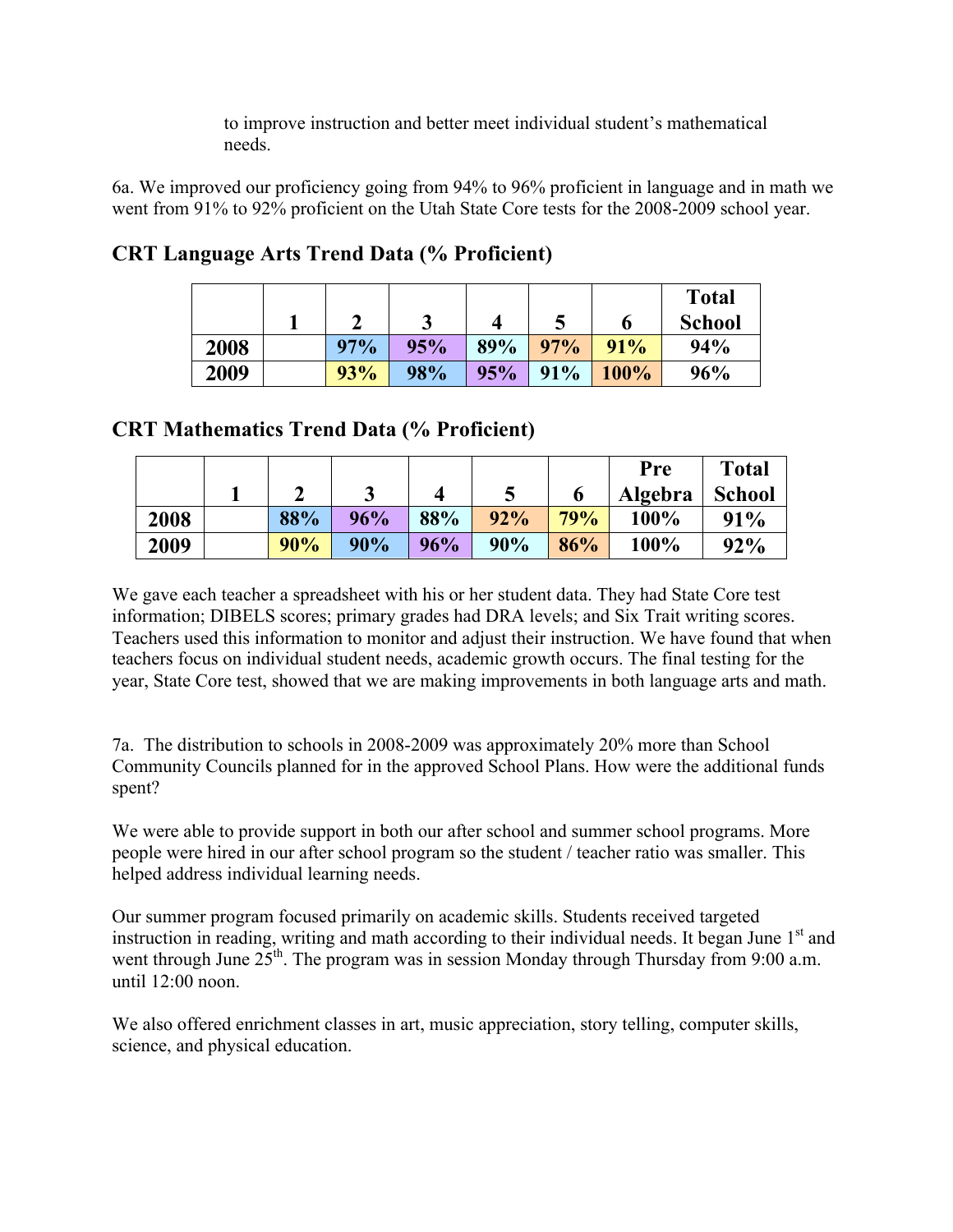to improve instruction and better meet individual student's mathematical needs.

6a. We improved our proficiency going from 94% to 96% proficient in language and in math we went from 91% to 92% proficient on the Utah State Core tests for the 2008-2009 school year.

## CRT Language Arts Trend Data (% Proficient)

| | 1 | 2 | 3 | 4 | 5 | 6 | Total School |
|---|---|---|---|---|---|---|---|
| 2008 | | 97% | 95% | 89% | 97% | 91% | 94% |
| 2009 | | 93% | 98% | 95% | 91% | 100% | 96% |

## CRT Mathematics Trend Data (% Proficient)

| | 1 | 2 | 3 | 4 | 5 | 6 | Pre Algebra | Total School |
|---|---|---|---|---|---|---|---|---|
| 2008 | | 88% | 96% | 88% | 92% | 79% | 100% | 91% |
| 2009 | | 90% | 90% | 96% | 90% | 86% | 100% | 92% |

We gave each teacher a spreadsheet with his or her student data. They had State Core test information; DIBELS scores; primary grades had DRA levels; and Six Trait writing scores. Teachers used this information to monitor and adjust their instruction. We have found that when teachers focus on individual student needs, academic growth occurs. The final testing for the year, State Core test, showed that we are making improvements in both language arts and math.

7a. The distribution to schools in 2008-2009 was approximately 20% more than School Community Councils planned for in the approved School Plans. How were the additional funds spent?

We were able to provide support in both our after school and summer school programs. More people were hired in our after school program so the student / teacher ratio was smaller. This helped address individual learning needs.

Our summer program focused primarily on academic skills. Students received targeted instruction in reading, writing and math according to their individual needs. It began June 1st and went through June 25th. The program was in session Monday through Thursday from 9:00 a.m. until 12:00 noon.

We also offered enrichment classes in art, music appreciation, story telling, computer skills, science, and physical education.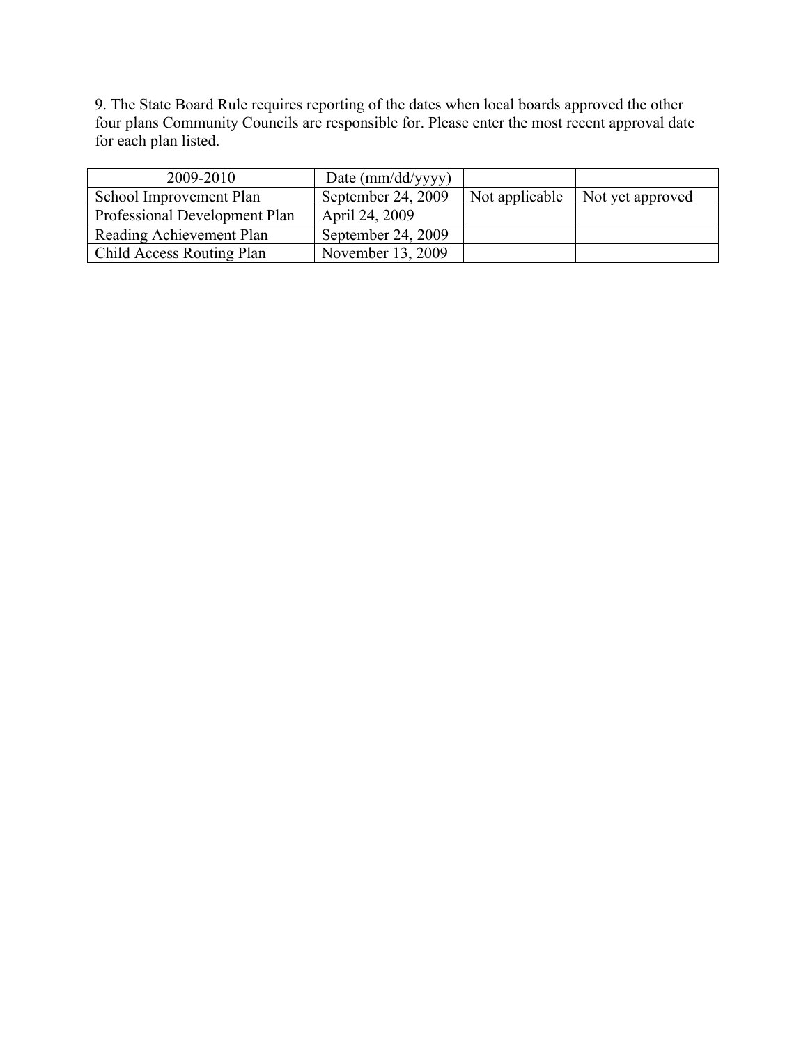9. The State Board Rule requires reporting of the dates when local boards approved the other four plans Community Councils are responsible for. Please enter the most recent approval date for each plan listed.

| 2009-2010 | Date (mm/dd/yyyy) | | |
|---|---|---|---|
| School Improvement Plan | September 24, 2009 | Not applicable | Not yet approved |
| Professional Development Plan | April 24, 2009 | | |
| Reading Achievement Plan | September 24, 2009 | | |
| Child Access Routing Plan | November 13, 2009 | | |